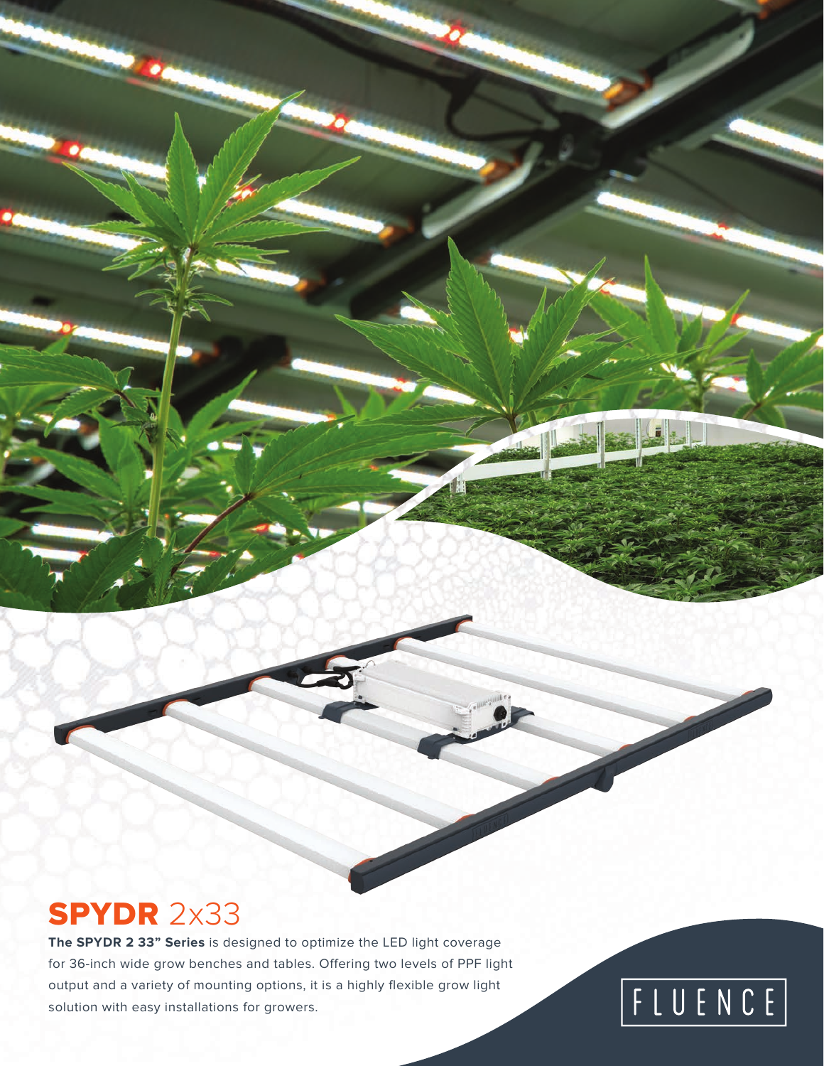# SPYDR 2x33

**The SPYDR 2 33" Series** is designed to optimize the LED light coverage for 36-inch wide grow benches and tables. Offering two levels of PPF light output and a variety of mounting options, it is a highly flexible grow light solution with easy installations for growers.

FLUENCE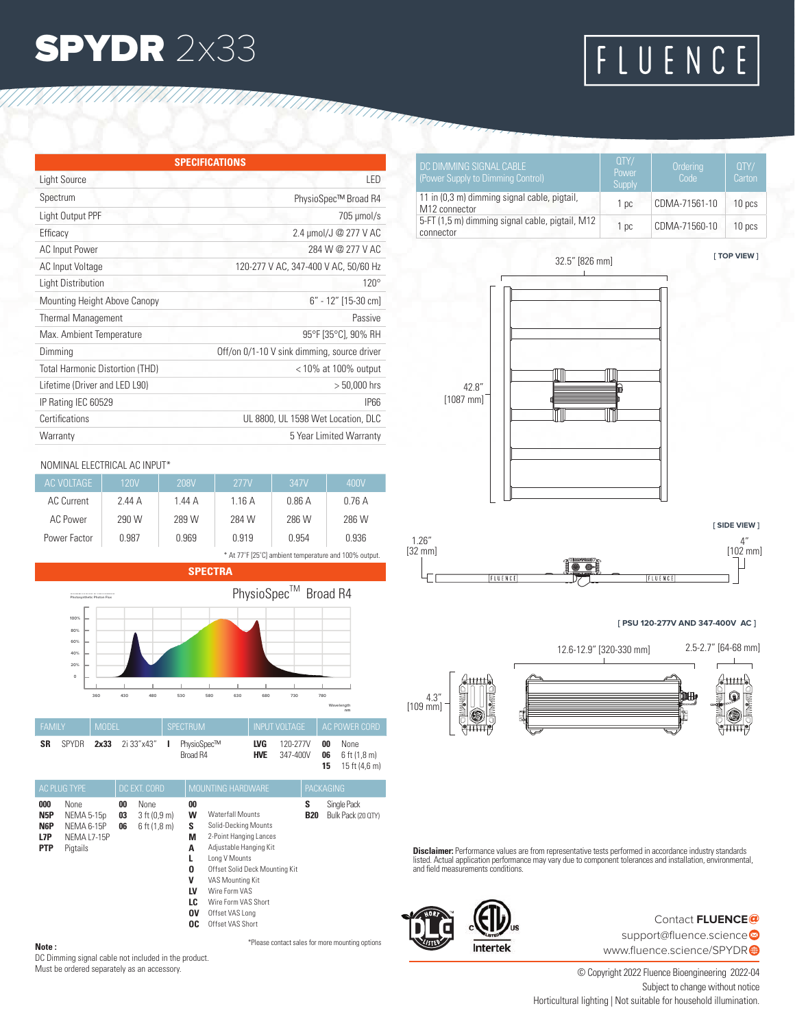# SPYDR 2x33

FLUENCE

| SPECIFICATIONS | |
|---|---|
| Light Source | LED |
| Spectrum | PhysioSpec™ Broad R4 |
| Light Output PPF | 705 µmol/s |
| Efficacy | 2.4 µmol/J @ 277 V AC |
| AC Input Power | 284 W @ 277 V AC |
| AC Input Voltage | 120-277 V AC, 347-400 V AC, 50/60 Hz |
| Light Distribution | 120° |
| Mounting Height Above Canopy | 6" - 12" [15-30 cm] |
| Thermal Management | Passive |
| Max. Ambient Temperature | 95°F [35°C], 90% RH |
| Dimming | Off/on 0/1-10 V sink dimming, source driver |
| Total Harmonic Distortion (THD) | < 10% at 100% output |
| Lifetime (Driver and LED L90) | > 50,000 hrs |
| IP Rating IEC 60529 | IP66 |
| Certifications | UL 8800, UL 1598 Wet Location, DLC |
| Warranty | 5 Year Limited Warranty |

NOMINAL ELECTRICAL AC INPUT*

| AC VOLTAGE | 120V | 208V | 277V | 347V | 400V |
|---|---|---|---|---|---|
| AC Current | 2.44 A | 1.44 A | 1.16 A | 0.86 A | 0.76 A |
| AC Power | 290 W | 289 W | 284 W | 286 W | 286 W |
| Power Factor | 0.987 | 0.969 | 0.919 | 0.954 | 0.936 |

* At 77°F [25°C] ambient temperature and 100% output.

## SPECTRA

PhysioSpec™ Broad R4

Photosynthetic Photon Flux

100%
80%
60%
40%
20%
0

380 430 480 530 580 630 680 730 780

Wavelength nm

| FAMILY | | MODEL | | | SPECTRUM | | INPUT VOLTAGE | | AC POWER CORD | |
|---|---|---|---|---|---|---|---|---|---|---|
| SR | SPYDR | 2x33 | 2i 33"x43" | I | PhysioSpec™ Broad R4 | | LVG | 120-277V | 00 | None |
| | | | | | | | HVE | 347-400V | 06 | 6 ft (1,8 m) |
| | | | | | | | | | 15 | 15 ft (4,6 m) |

| AC PLUG TYPE | | DC EXT. CORD | | MOUNTING HARDWARE | | PACKAGING | |
|---|---|---|---|---|---|---|---|
| 000 | None | 00 | None | 00 | | S | Single Pack |
| N5P | NEMA 5-15p | 03 | 3 ft (0,9 m) | W | Waterfall Mounts | B20 | Bulk Pack (20 QTY) |
| N6P | NEMA 6-15P | 06 | 6 ft (1,8 m) | S | Solid-Decking Mounts | | |
| L7P | NEMA L7-15P | | | M | 2-Point Hanging Lances | | |
| PTP | Pigtails | | | A | Adjustable Hanging Kit | | |
| | | | | L | Long V Mounts | | |
| | | | | O | Offset Solid Deck Mounting Kit | | |
| | | | | V | VAS Mounting Kit | | |
| | | | | LV | Wire Form VAS | | |
| | | | | LC | Wire Form VAS Short | | |
| | | | | OV | Offset VAS Long | | |
| | | | | OC | Offset VAS Short | | |

*Please contact sales for more mounting options

**Note :**
DC Dimming signal cable not included in the product.
Must be ordered separately as an accessory.

| DC DIMMING SIGNAL CABLE (Power Supply to Dimming Control) | QTY/ Power Supply | Ordering Code | QTY/ Carton |
|---|---|---|---|
| 11 in (0,3 m) dimming signal cable, pigtail, M12 connector | 1 pc | CDMA-71561-10 | 10 pcs |
| 5-FT (1,5 m) dimming signal cable, pigtail, M12 connector | 1 pc | CDMA-71560-10 | 10 pcs |

[ TOP VIEW ]

32.5" [826 mm]

42.8" [1087 mm]

[ SIDE VIEW ]

1.26" [32 mm]

4" [102 mm]

[ PSU 120-277V AND 347-400V AC ]

12.6-12.9" [320-330 mm]

2.5-2.7" [64-68 mm]

4.3" [109 mm]

**Disclaimer:** Performance values are from representative tests performed in accordance industry standards listed. Actual application performance may vary due to component tolerances and installation, environmental, and field measurements conditions.

Contact **FLUENCE**
support@fluence.science
www.fluence.science/SPYDR

© Copyright 2022 Fluence Bioengineering 2022-04
Subject to change without notice
Horticultural lighting | Not suitable for household illumination.